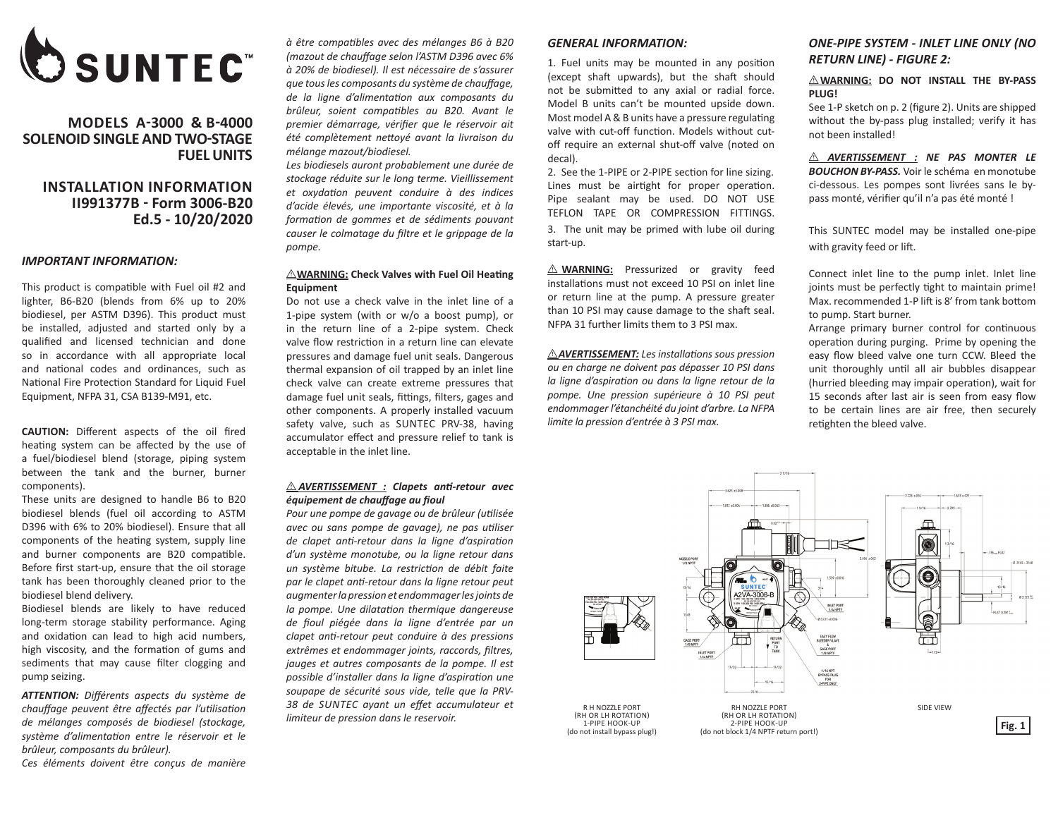# SUNTEC™

## MODELS A-3000 & B-4000 SOLENOID SINGLE AND TWO-STAGE FUEL UNITS

## INSTALLATION INFORMATION II991377B - Form 3006-B20 Ed.5 - 10/20/2020

### *IMPORTANT INFORMATION:*

This product is compatible with Fuel oil #2 and lighter, B6-B20 (blends from 6% up to 20% biodiesel, per ASTM D396). This product must be installed, adjusted and started only by a qualified and licensed technician and done so in accordance with all appropriate local and national codes and ordinances, such as National Fire Protection Standard for Liquid Fuel Equipment, NFPA 31, CSA B139-M91, etc.

**CAUTION:** Different aspects of the oil fired heating system can be affected by the use of a fuel/biodiesel blend (storage, piping system between the tank and the burner, burner components).

These units are designed to handle B6 to B20 biodiesel blends (fuel oil according to ASTM D396 with 6% to 20% biodiesel). Ensure that all components of the heating system, supply line and burner components are B20 compatible. Before first start-up, ensure that the oil storage tank has been thoroughly cleaned prior to the biodiesel blend delivery.

Biodiesel blends are likely to have reduced long-term storage stability performance. Aging and oxidation can lead to high acid numbers, high viscosity, and the formation of gums and sediments that may cause filter clogging and pump seizing.

***ATTENTION:*** *Différents aspects du système de chauffage peuvent être affectés par l'utilisation de mélanges composés de biodiesel (stockage, système d'alimentation entre le réservoir et le brûleur, composants du brûleur).*

*Ces éléments doivent être conçus de manière à être compatibles avec des mélanges B6 à B20 (mazout de chauffage selon l'ASTM D396 avec 6% à 20% de biodiesel). Il est nécessaire de s'assurer que tous les composants du système de chauffage, de la ligne d'alimentation aux composants du brûleur, soient compatibles au B20. Avant le premier démarrage, vérifier que le réservoir ait été complètement nettoyé avant la livraison du mélange mazout/biodiesel.*

*Les biodiesels auront probablement une durée de stockage réduite sur le long terme. Vieillissement et oxydation peuvent conduire à des indices d'acide élevés, une importante viscosité, et à la formation de gommes et de sédiments pouvant causer le colmatage du filtre et le grippage de la pompe.*

**⚠WARNING: Check Valves with Fuel Oil Heating Equipment**

Do not use a check valve in the inlet line of a 1-pipe system (with or w/o a boost pump), or in the return line of a 2-pipe system. Check valve flow restriction in a return line can elevate pressures and damage fuel unit seals. Dangerous thermal expansion of oil trapped by an inlet line check valve can create extreme pressures that damage fuel unit seals, fittings, filters, gages and other components. A properly installed vacuum safety valve, such as SUNTEC PRV-38, having accumulator effect and pressure relief to tank is acceptable in the inlet line.

***⚠ AVERTISSEMENT : Clapets anti-retour avec équipement de chauffage au fioul***

*Pour une pompe de gavage ou de brûleur (utilisée avec ou sans pompe de gavage), ne pas utiliser de clapet anti-retour dans la ligne d'aspiration d'un système monotube, ou la ligne retour dans un système bitube. La restriction de débit faite par le clapet anti-retour dans la ligne retour peut augmenter la pression et endommager les joints de la pompe. Une dilatation thermique dangereuse de fioul piégée dans la ligne d'entrée par un clapet anti-retour peut conduire à des pressions extrêmes et endommager joints, raccords, filtres, jauges et autres composants de la pompe. Il est possible d'installer dans la ligne d'aspiration une soupape de sécurité sous vide, telle que la PRV-38 de SUNTEC ayant un effet accumulateur et limiteur de pression dans le reservoir.*

### *GENERAL INFORMATION:*

1. Fuel units may be mounted in any position (except shaft upwards), but the shaft should not be submitted to any axial or radial force. Model B units can't be mounted upside down. Most model A & B units have a pressure regulating valve with cut-off function. Models without cut-off require an external shut-off valve (noted on decal).
2. See the 1-PIPE or 2-PIPE section for line sizing. Lines must be airtight for proper operation. Pipe sealant may be used. DO NOT USE TEFLON TAPE OR COMPRESSION FITTINGS.
3. The unit may be primed with lube oil during start-up.

**⚠ WARNING:** Pressurized or gravity feed installations must not exceed 10 PSI on inlet line or return line at the pump. A pressure greater than 10 PSI may cause damage to the shaft seal. NFPA 31 further limits them to 3 PSI max.

***⚠AVERTISSEMENT:*** *Les installations sous pression ou en charge ne doivent pas dépasser 10 PSI dans la ligne d'aspiration ou dans la ligne retour de la pompe. Une pression supérieure à 10 PSI peut endommager l'étanchéité du joint d'arbre. La NFPA limite la pression d'entrée à 3 PSI max.*

### *ONE-PIPE SYSTEM - INLET LINE ONLY (NO RETURN LINE) - FIGURE 2:*

**⚠WARNING: DO NOT INSTALL THE BY-PASS PLUG!**

See 1-P sketch on p. 2 (figure 2). Units are shipped without the by-pass plug installed; verify it has not been installed!

***⚠ AVERTISSEMENT : NE PAS MONTER LE BOUCHON BY-PASS.*** Voir le schéma en monotube ci-dessous. Les pompes sont livrées sans le by-pass monté, vérifier qu'il n'a pas été monté !

This SUNTEC model may be installed one-pipe with gravity feed or lift.

Connect inlet line to the pump inlet. Inlet line joints must be perfectly tight to maintain prime! Max. recommended 1-P lift is 8' from tank bottom to pump. Start burner.

Arrange primary burner control for continuous operation during purging. Prime by opening the easy flow bleed valve one turn CCW. Bleed the unit thoroughly until all air bubbles disappear (hurried bleeding may impair operation), wait for 15 seconds after last air is seen from easy flow to be certain lines are air free, then securely retighten the bleed valve.

R H NOZZLE PORT (RH OR LH ROTATION) 1-PIPE HOOK-UP (do not install bypass plug!)

RH NOZZLE PORT (RH OR LH ROTATION) 2-PIPE HOOK-UP (do not block 1/4 NPTF return port!)

SIDE VIEW

**Fig. 1**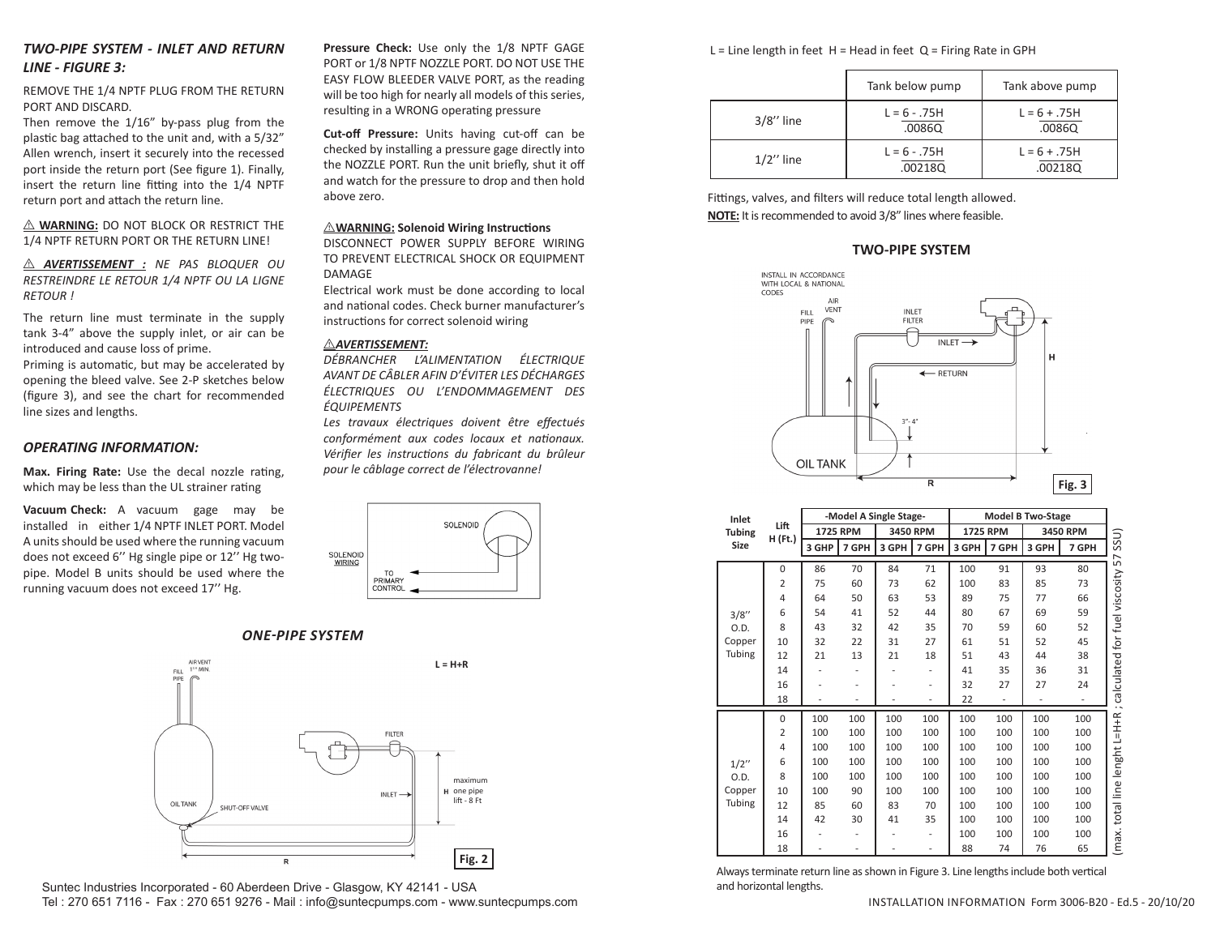### *TWO-PIPE SYSTEM - INLET AND RETURN LINE - FIGURE 3:*

REMOVE THE 1/4 NPTF PLUG FROM THE RETURN PORT AND DISCARD.

Then remove the 1/16" by-pass plug from the plastic bag attached to the unit and, with a 5/32" Allen wrench, insert it securely into the recessed port inside the return port (See figure 1). Finally, insert the return line fitting into the 1/4 NPTF return port and attach the return line.

⚠ **WARNING:** DO NOT BLOCK OR RESTRICT THE 1/4 NPTF RETURN PORT OR THE RETURN LINE!

⚠ ***AVERTISSEMENT :*** *NE PAS BLOQUER OU RESTREINDRE LE RETOUR 1/4 NPTF OU LA LIGNE RETOUR !*

The return line must terminate in the supply tank 3-4" above the supply inlet, or air can be introduced and cause loss of prime.

Priming is automatic, but may be accelerated by opening the bleed valve. See 2-P sketches below (figure 3), and see the chart for recommended line sizes and lengths.

### *OPERATING INFORMATION:*

**Max. Firing Rate:** Use the decal nozzle rating, which may be less than the UL strainer rating

**Vacuum Check:** A vacuum gage may be installed in either 1/4 NPTF INLET PORT. Model A units should be used where the running vacuum does not exceed 6'' Hg single pipe or 12'' Hg two-pipe. Model B units should be used where the running vacuum does not exceed 17'' Hg.

**Pressure Check:** Use only the 1/8 NPTF GAGE PORT or 1/8 NPTF NOZZLE PORT. DO NOT USE THE EASY FLOW BLEEDER VALVE PORT, as the reading will be too high for nearly all models of this series, resulting in a WRONG operating pressure

**Cut-off Pressure:** Units having cut-off can be checked by installing a pressure gage directly into the NOZZLE PORT. Run the unit briefly, shut it off and watch for the pressure to drop and then hold above zero.

⚠**WARNING: Solenoid Wiring Instructions**

DISCONNECT POWER SUPPLY BEFORE WIRING TO PREVENT ELECTRICAL SHOCK OR EQUIPMENT DAMAGE

Electrical work must be done according to local and national codes. Check burner manufacturer's instructions for correct solenoid wiring

⚠***AVERTISSEMENT:***

*DÉBRANCHER L'ALIMENTATION ÉLECTRIQUE AVANT DE CÂBLER AFIN D'ÉVITER LES DÉCHARGES ÉLECTRIQUES OU L'ENDOMMAGEMENT DES ÉQUIPEMENTS*

*Les travaux électriques doivent être effectués conformément aux codes locaux et nationaux. Vérifier les instructions du fabricant du brûleur pour le câblage correct de l'électrovanne!*

SOLENOID
SOLENOID WIRING
TO PRIMARY CONTROL

### *ONE-PIPE SYSTEM*

AIR VENT 1¼" MIN.
FILL PIPE
L = H+R
FILTER
INLET
H
maximum one pipe lift - 8 Ft
OIL TANK
SHUT-OFF VALVE
R
**Fig. 2**

L = Line length in feet H = Head in feet Q = Firing Rate in GPH

| | Tank below pump | Tank above pump |
|---|---|---|
| 3/8'' line | $L = \frac{6 - .75H}{.0086Q}$ | $L = \frac{6 + .75H}{.0086Q}$ |
| 1/2'' line | $L = \frac{6 - .75H}{.00218Q}$ | $L = \frac{6 + .75H}{.00218Q}$ |

Fittings, valves, and filters will reduce total length allowed.

**NOTE:** It is recommended to avoid 3/8" lines where feasible.

### TWO-PIPE SYSTEM

INSTALL IN ACCORDANCE WITH LOCAL & NATIONAL CODES
FILL PIPE
AIR VENT
INLET FILTER
INLET
RETURN
3"- 4"
H
OIL TANK
R
**Fig. 3**

| Inlet Tubing Size | Lift H (Ft.) | -Model A Single Stage- | | | | Model B Two-Stage | | | |
|---|---|---|---|---|---|---|---|---|---|
| | | 1725 RPM | | 3450 RPM | | 1725 RPM | | 3450 RPM | |
| | | 3 GHP | 7 GPH | 3 GPH | 7 GPH | 3 GPH | 7 GPH | 3 GPH | 7 GPH |
| 3/8'' O.D. Copper Tubing | 0 | 86 | 70 | 84 | 71 | 100 | 91 | 93 | 80 |
| | 2 | 75 | 60 | 73 | 62 | 100 | 83 | 85 | 73 |
| | 4 | 64 | 50 | 63 | 53 | 89 | 75 | 77 | 66 |
| | 6 | 54 | 41 | 52 | 44 | 80 | 67 | 69 | 59 |
| | 8 | 43 | 32 | 42 | 35 | 70 | 59 | 60 | 52 |
| | 10 | 32 | 22 | 31 | 27 | 61 | 51 | 52 | 45 |
| | 12 | 21 | 13 | 21 | 18 | 51 | 43 | 44 | 38 |
| | 14 | - | - | - | - | 41 | 35 | 36 | 31 |
| | 16 | - | - | - | - | 32 | 27 | 27 | 24 |
| | 18 | - | - | - | - | 22 | - | - | - |
| 1/2'' O.D. Copper Tubing | 0 | 100 | 100 | 100 | 100 | 100 | 100 | 100 | 100 |
| | 2 | 100 | 100 | 100 | 100 | 100 | 100 | 100 | 100 |
| | 4 | 100 | 100 | 100 | 100 | 100 | 100 | 100 | 100 |
| | 6 | 100 | 100 | 100 | 100 | 100 | 100 | 100 | 100 |
| | 8 | 100 | 100 | 100 | 100 | 100 | 100 | 100 | 100 |
| | 10 | 100 | 90 | 100 | 100 | 100 | 100 | 100 | 100 |
| | 12 | 85 | 60 | 83 | 70 | 100 | 100 | 100 | 100 |
| | 14 | 42 | 30 | 41 | 35 | 100 | 100 | 100 | 100 |
| | 16 | - | - | - | - | 100 | 100 | 100 | 100 |
| | 18 | - | - | - | - | 88 | 74 | 76 | 65 |

(max. total line lenght L=H+R ; calculated for fuel viscosity 57 SSU)

Always terminate return line as shown in Figure 3. Line lengths include both vertical and horizontal lengths.

Suntec Industries Incorporated - 60 Aberdeen Drive - Glasgow, KY 42141 - USA
Tel : 270 651 7116 - Fax : 270 651 9276 - Mail : info@suntecpumps.com - www.suntecpumps.com

INSTALLATION INFORMATION Form 3006-B20 - Ed.5 - 20/10/20